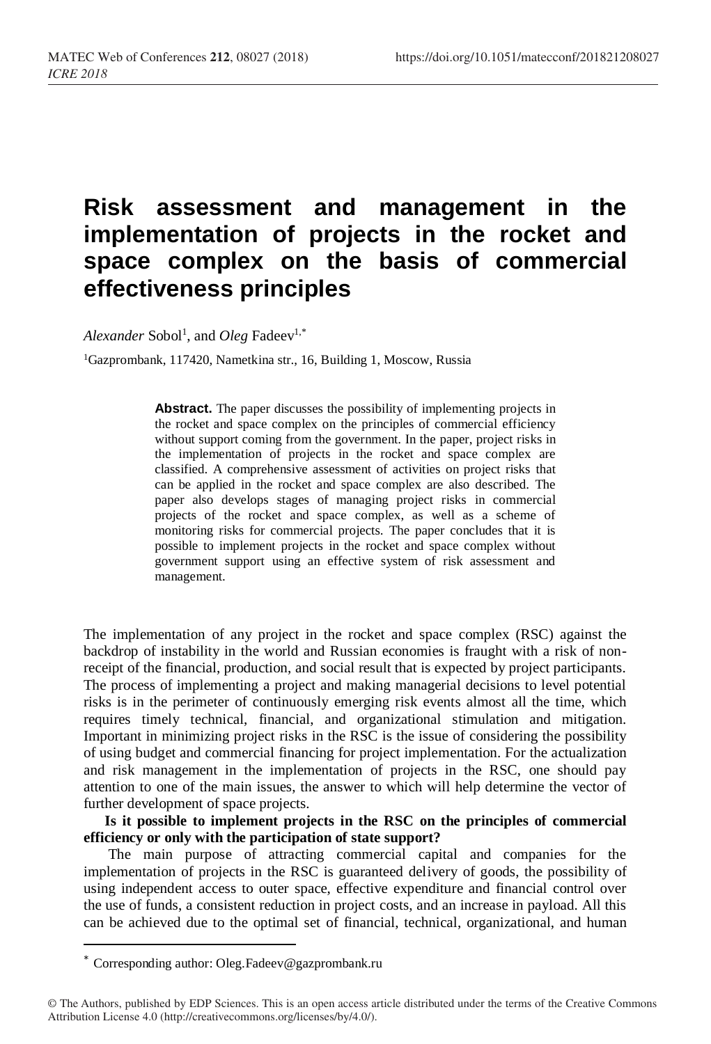# Risk assessment and management in the implementation of projects in the rocket and space complex on the basis of commercial effectiveness principles

*Alexander* Sobol[1], and *Oleg* Fadeev[1,*]

[1]Gazprombank, 117420, Nametkina str., 16, Building 1, Moscow, Russia

**Abstract.** The paper discusses the possibility of implementing projects in the rocket and space complex on the principles of commercial efficiency without support coming from the government. In the paper, project risks in the implementation of projects in the rocket and space complex are classified. A comprehensive assessment of activities on project risks that can be applied in the rocket and space complex are also described. The paper also develops stages of managing project risks in commercial projects of the rocket and space complex, as well as a scheme of monitoring risks for commercial projects. The paper concludes that it is possible to implement projects in the rocket and space complex without government support using an effective system of risk assessment and management.

The implementation of any project in the rocket and space complex (RSC) against the backdrop of instability in the world and Russian economies is fraught with a risk of non-receipt of the financial, production, and social result that is expected by project participants. The process of implementing a project and making managerial decisions to level potential risks is in the perimeter of continuously emerging risk events almost all the time, which requires timely technical, financial, and organizational stimulation and mitigation. Important in minimizing project risks in the RSC is the issue of considering the possibility of using budget and commercial financing for project implementation. For the actualization and risk management in the implementation of projects in the RSC, one should pay attention to one of the main issues, the answer to which will help determine the vector of further development of space projects.

**Is it possible to implement projects in the RSC on the principles of commercial efficiency or only with the participation of state support?**

The main purpose of attracting commercial capital and companies for the implementation of projects in the RSC is guaranteed delivery of goods, the possibility of using independent access to outer space, effective expenditure and financial control over the use of funds, a consistent reduction in project costs, and an increase in payload. All this can be achieved due to the optimal set of financial, technical, organizational, and human

---

[*] Corresponding author: Oleg.Fadeev@gazprombank.ru

© The Authors, published by EDP Sciences. This is an open access article distributed under the terms of the Creative Commons Attribution License 4.0 (http://creativecommons.org/licenses/by/4.0/).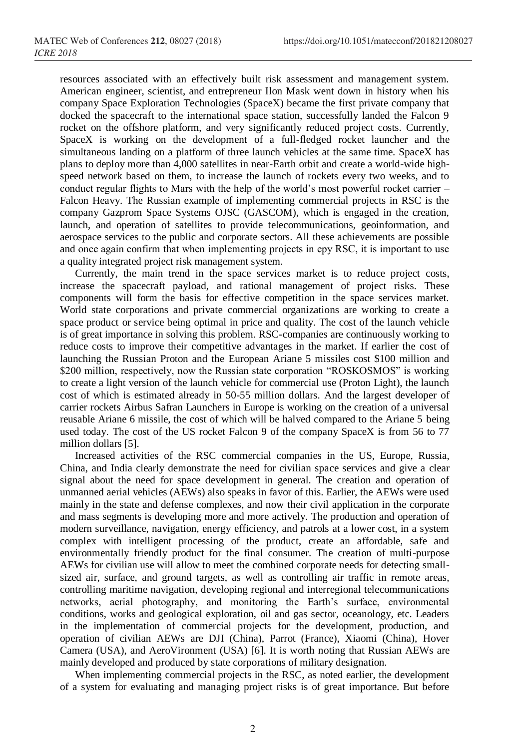resources associated with an effectively built risk assessment and management system. American engineer, scientist, and entrepreneur Ilon Mask went down in history when his company Space Exploration Technologies (SpaceX) became the first private company that docked the spacecraft to the international space station, successfully landed the Falcon 9 rocket on the offshore platform, and very significantly reduced project costs. Currently, SpaceX is working on the development of a full-fledged rocket launcher and the simultaneous landing on a platform of three launch vehicles at the same time. SpaceX has plans to deploy more than 4,000 satellites in near-Earth orbit and create a world-wide high-speed network based on them, to increase the launch of rockets every two weeks, and to conduct regular flights to Mars with the help of the world's most powerful rocket carrier – Falcon Heavy. The Russian example of implementing commercial projects in RSC is the company Gazprom Space Systems OJSC (GASCOM), which is engaged in the creation, launch, and operation of satellites to provide telecommunications, geoinformation, and aerospace services to the public and corporate sectors. All these achievements are possible and once again confirm that when implementing projects in epy RSC, it is important to use a quality integrated project risk management system.

Currently, the main trend in the space services market is to reduce project costs, increase the spacecraft payload, and rational management of project risks. These components will form the basis for effective competition in the space services market. World state corporations and private commercial organizations are working to create a space product or service being optimal in price and quality. The cost of the launch vehicle is of great importance in solving this problem. RSC-companies are continuously working to reduce costs to improve their competitive advantages in the market. If earlier the cost of launching the Russian Proton and the European Ariane 5 missiles cost \$100 million and \$200 million, respectively, now the Russian state corporation "ROSKOSMOS" is working to create a light version of the launch vehicle for commercial use (Proton Light), the launch cost of which is estimated already in 50-55 million dollars. And the largest developer of carrier rockets Airbus Safran Launchers in Europe is working on the creation of a universal reusable Ariane 6 missile, the cost of which will be halved compared to the Ariane 5 being used today. The cost of the US rocket Falcon 9 of the company SpaceX is from 56 to 77 million dollars [5].

Increased activities of the RSC commercial companies in the US, Europe, Russia, China, and India clearly demonstrate the need for civilian space services and give a clear signal about the need for space development in general. The creation and operation of unmanned aerial vehicles (AEWs) also speaks in favor of this. Earlier, the AEWs were used mainly in the state and defense complexes, and now their civil application in the corporate and mass segments is developing more and more actively. The production and operation of modern surveillance, navigation, energy efficiency, and patrols at a lower cost, in a system complex with intelligent processing of the product, create an affordable, safe and environmentally friendly product for the final consumer. The creation of multi-purpose AEWs for civilian use will allow to meet the combined corporate needs for detecting small-sized air, surface, and ground targets, as well as controlling air traffic in remote areas, controlling maritime navigation, developing regional and interregional telecommunications networks, aerial photography, and monitoring the Earth's surface, environmental conditions, works and geological exploration, oil and gas sector, oceanology, etc. Leaders in the implementation of commercial projects for the development, production, and operation of civilian AEWs are DJI (China), Parrot (France), Xiaomi (China), Hover Camera (USA), and AeroVironment (USA) [6]. It is worth noting that Russian AEWs are mainly developed and produced by state corporations of military designation.

When implementing commercial projects in the RSC, as noted earlier, the development of a system for evaluating and managing project risks is of great importance. But before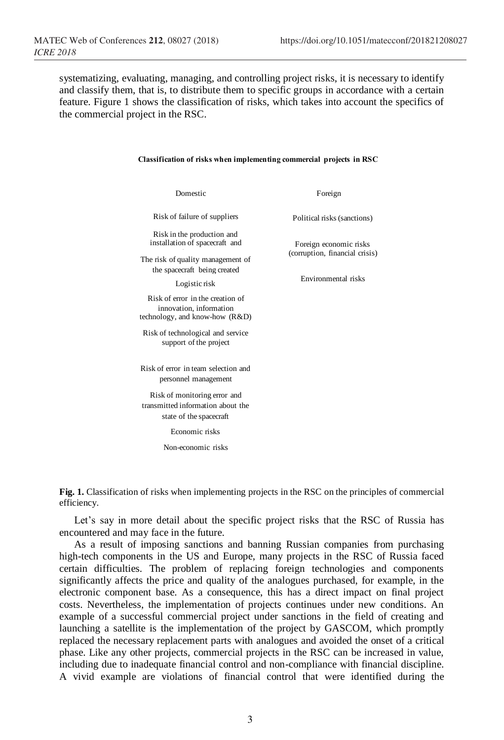systematizing, evaluating, managing, and controlling project risks, it is necessary to identify and classify them, that is, to distribute them to specific groups in accordance with a certain feature. Figure 1 shows the classification of risks, which takes into account the specifics of the commercial project in the RSC.

**Classification of risks when implementing commercial projects in RSC**

| Domestic | Foreign |
|---|---|
| Risk of failure of suppliers | Political risks (sanctions) |
| Risk in the production and installation of spacecraft and | Foreign economic risks (corruption, financial crisis) |
| The risk of quality management of the spacecraft being created | Environmental risks |
| Logistic risk | |
| Risk of error in the creation of innovation, information technology, and know-how (R&D) | |
| Risk of technological and service support of the project | |
| Risk of error in team selection and personnel management | |
| Risk of monitoring error and transmitted information about the state of the spacecraft | |
| Economic risks | |
| Non-economic risks | |

**Fig. 1.** Classification of risks when implementing projects in the RSC on the principles of commercial efficiency.

Let's say in more detail about the specific project risks that the RSC of Russia has encountered and may face in the future.

As a result of imposing sanctions and banning Russian companies from purchasing high-tech components in the US and Europe, many projects in the RSC of Russia faced certain difficulties. The problem of replacing foreign technologies and components significantly affects the price and quality of the analogues purchased, for example, in the electronic component base. As a consequence, this has a direct impact on final project costs. Nevertheless, the implementation of projects continues under new conditions. An example of a successful commercial project under sanctions in the field of creating and launching a satellite is the implementation of the project by GASCOM, which promptly replaced the necessary replacement parts with analogues and avoided the onset of a critical phase. Like any other projects, commercial projects in the RSC can be increased in value, including due to inadequate financial control and non-compliance with financial discipline. A vivid example are violations of financial control that were identified during the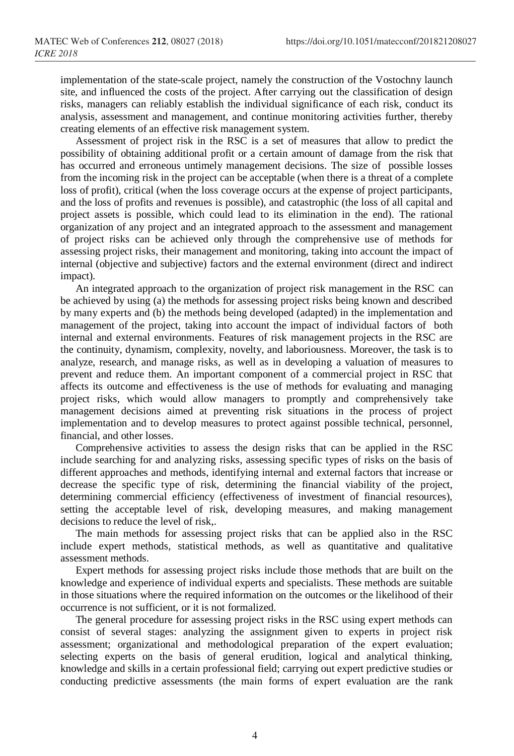implementation of the state-scale project, namely the construction of the Vostochny launch site, and influenced the costs of the project. After carrying out the classification of design risks, managers can reliably establish the individual significance of each risk, conduct its analysis, assessment and management, and continue monitoring activities further, thereby creating elements of an effective risk management system.

Assessment of project risk in the RSC is a set of measures that allow to predict the possibility of obtaining additional profit or a certain amount of damage from the risk that has occurred and erroneous untimely management decisions. The size of possible losses from the incoming risk in the project can be acceptable (when there is a threat of a complete loss of profit), critical (when the loss coverage occurs at the expense of project participants, and the loss of profits and revenues is possible), and catastrophic (the loss of all capital and project assets is possible, which could lead to its elimination in the end). The rational organization of any project and an integrated approach to the assessment and management of project risks can be achieved only through the comprehensive use of methods for assessing project risks, their management and monitoring, taking into account the impact of internal (objective and subjective) factors and the external environment (direct and indirect impact).

An integrated approach to the organization of project risk management in the RSC can be achieved by using (a) the methods for assessing project risks being known and described by many experts and (b) the methods being developed (adapted) in the implementation and management of the project, taking into account the impact of individual factors of both internal and external environments. Features of risk management projects in the RSC are the continuity, dynamism, complexity, novelty, and laboriousness. Moreover, the task is to analyze, research, and manage risks, as well as in developing a valuation of measures to prevent and reduce them. An important component of a commercial project in RSC that affects its outcome and effectiveness is the use of methods for evaluating and managing project risks, which would allow managers to promptly and comprehensively take management decisions aimed at preventing risk situations in the process of project implementation and to develop measures to protect against possible technical, personnel, financial, and other losses.

Comprehensive activities to assess the design risks that can be applied in the RSC include searching for and analyzing risks, assessing specific types of risks on the basis of different approaches and methods, identifying internal and external factors that increase or decrease the specific type of risk, determining the financial viability of the project, determining commercial efficiency (effectiveness of investment of financial resources), setting the acceptable level of risk, developing measures, and making management decisions to reduce the level of risk,.

The main methods for assessing project risks that can be applied also in the RSC include expert methods, statistical methods, as well as quantitative and qualitative assessment methods.

Expert methods for assessing project risks include those methods that are built on the knowledge and experience of individual experts and specialists. These methods are suitable in those situations where the required information on the outcomes or the likelihood of their occurrence is not sufficient, or it is not formalized.

The general procedure for assessing project risks in the RSC using expert methods can consist of several stages: analyzing the assignment given to experts in project risk assessment; organizational and methodological preparation of the expert evaluation; selecting experts on the basis of general erudition, logical and analytical thinking, knowledge and skills in a certain professional field; carrying out expert predictive studies or conducting predictive assessments (the main forms of expert evaluation are the rank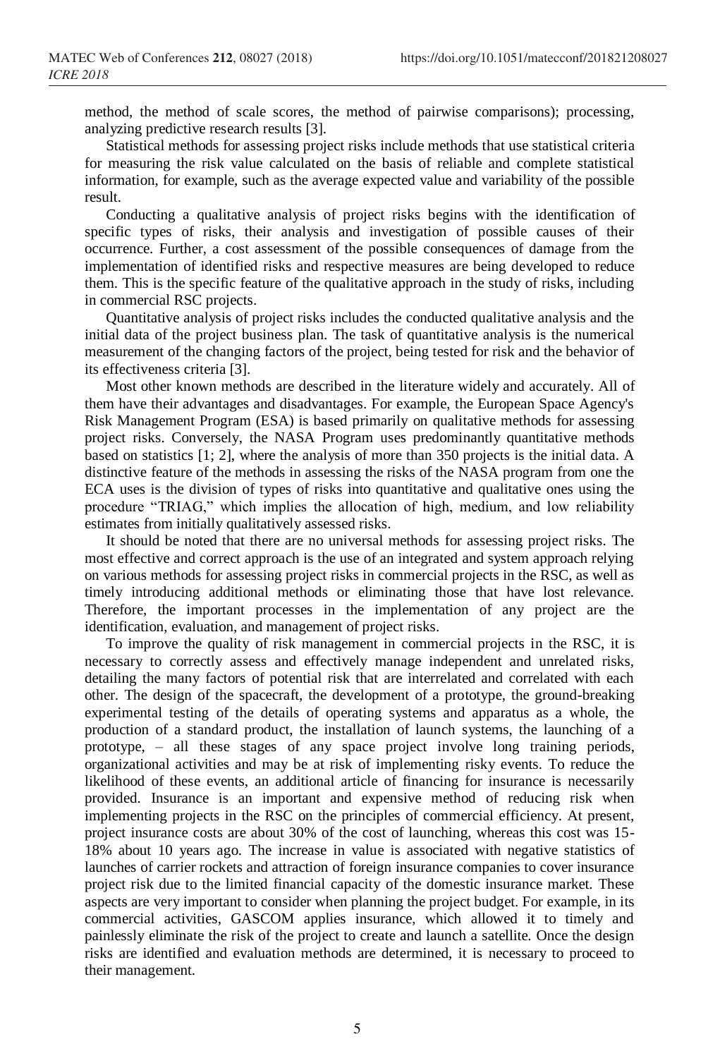method, the method of scale scores, the method of pairwise comparisons); processing, analyzing predictive research results [3].

Statistical methods for assessing project risks include methods that use statistical criteria for measuring the risk value calculated on the basis of reliable and complete statistical information, for example, such as the average expected value and variability of the possible result.

Conducting a qualitative analysis of project risks begins with the identification of specific types of risks, their analysis and investigation of possible causes of their occurrence. Further, a cost assessment of the possible consequences of damage from the implementation of identified risks and respective measures are being developed to reduce them. This is the specific feature of the qualitative approach in the study of risks, including in commercial RSC projects.

Quantitative analysis of project risks includes the conducted qualitative analysis and the initial data of the project business plan. The task of quantitative analysis is the numerical measurement of the changing factors of the project, being tested for risk and the behavior of its effectiveness criteria [3].

Most other known methods are described in the literature widely and accurately. All of them have their advantages and disadvantages. For example, the European Space Agency's Risk Management Program (ESA) is based primarily on qualitative methods for assessing project risks. Conversely, the NASA Program uses predominantly quantitative methods based on statistics [1; 2], where the analysis of more than 350 projects is the initial data. A distinctive feature of the methods in assessing the risks of the NASA program from one the ECA uses is the division of types of risks into quantitative and qualitative ones using the procedure "TRIAG," which implies the allocation of high, medium, and low reliability estimates from initially qualitatively assessed risks.

It should be noted that there are no universal methods for assessing project risks. The most effective and correct approach is the use of an integrated and system approach relying on various methods for assessing project risks in commercial projects in the RSC, as well as timely introducing additional methods or eliminating those that have lost relevance. Therefore, the important processes in the implementation of any project are the identification, evaluation, and management of project risks.

To improve the quality of risk management in commercial projects in the RSC, it is necessary to correctly assess and effectively manage independent and unrelated risks, detailing the many factors of potential risk that are interrelated and correlated with each other. The design of the spacecraft, the development of a prototype, the ground-breaking experimental testing of the details of operating systems and apparatus as a whole, the production of a standard product, the installation of launch systems, the launching of a prototype, – all these stages of any space project involve long training periods, organizational activities and may be at risk of implementing risky events. To reduce the likelihood of these events, an additional article of financing for insurance is necessarily provided. Insurance is an important and expensive method of reducing risk when implementing projects in the RSC on the principles of commercial efficiency. At present, project insurance costs are about 30% of the cost of launching, whereas this cost was 15-18% about 10 years ago. The increase in value is associated with negative statistics of launches of carrier rockets and attraction of foreign insurance companies to cover insurance project risk due to the limited financial capacity of the domestic insurance market. These aspects are very important to consider when planning the project budget. For example, in its commercial activities, GASCOM applies insurance, which allowed it to timely and painlessly eliminate the risk of the project to create and launch a satellite. Once the design risks are identified and evaluation methods are determined, it is necessary to proceed to their management.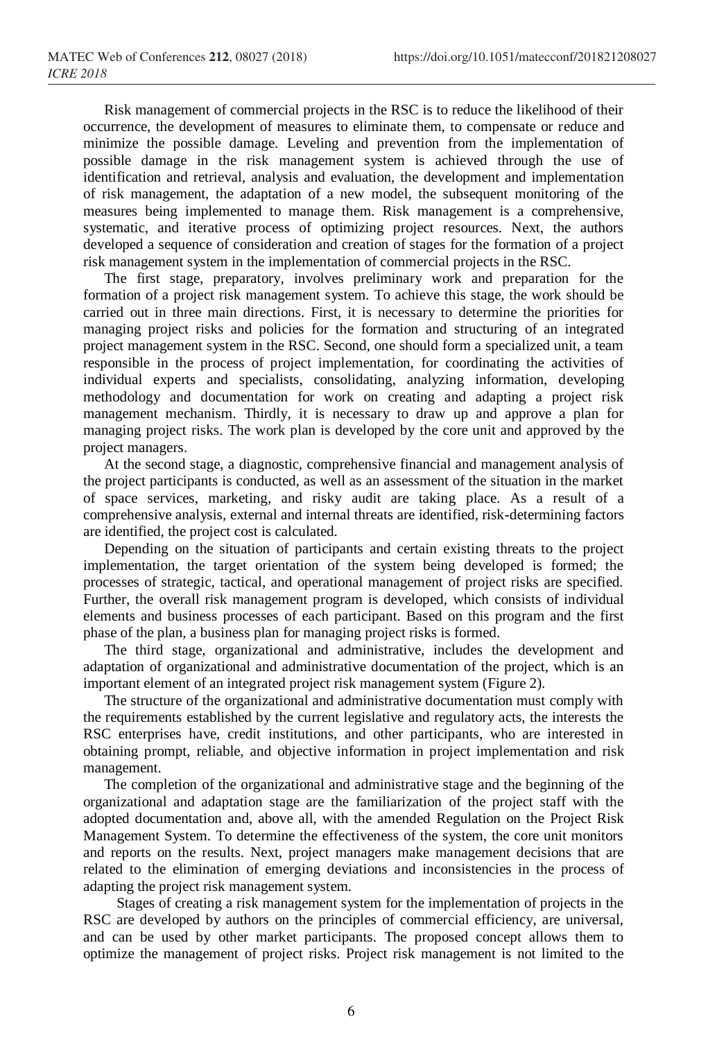Risk management of commercial projects in the RSC is to reduce the likelihood of their occurrence, the development of measures to eliminate them, to compensate or reduce and minimize the possible damage. Leveling and prevention from the implementation of possible damage in the risk management system is achieved through the use of identification and retrieval, analysis and evaluation, the development and implementation of risk management, the adaptation of a new model, the subsequent monitoring of the measures being implemented to manage them. Risk management is a comprehensive, systematic, and iterative process of optimizing project resources. Next, the authors developed a sequence of consideration and creation of stages for the formation of a project risk management system in the implementation of commercial projects in the RSC.

The first stage, preparatory, involves preliminary work and preparation for the formation of a project risk management system. To achieve this stage, the work should be carried out in three main directions. First, it is necessary to determine the priorities for managing project risks and policies for the formation and structuring of an integrated project management system in the RSC. Second, one should form a specialized unit, a team responsible in the process of project implementation, for coordinating the activities of individual experts and specialists, consolidating, analyzing information, developing methodology and documentation for work on creating and adapting a project risk management mechanism. Thirdly, it is necessary to draw up and approve a plan for managing project risks. The work plan is developed by the core unit and approved by the project managers.

At the second stage, a diagnostic, comprehensive financial and management analysis of the project participants is conducted, as well as an assessment of the situation in the market of space services, marketing, and risky audit are taking place. As a result of a comprehensive analysis, external and internal threats are identified, risk-determining factors are identified, the project cost is calculated.

Depending on the situation of participants and certain existing threats to the project implementation, the target orientation of the system being developed is formed; the processes of strategic, tactical, and operational management of project risks are specified. Further, the overall risk management program is developed, which consists of individual elements and business processes of each participant. Based on this program and the first phase of the plan, a business plan for managing project risks is formed.

The third stage, organizational and administrative, includes the development and adaptation of organizational and administrative documentation of the project, which is an important element of an integrated project risk management system (Figure 2).

The structure of the organizational and administrative documentation must comply with the requirements established by the current legislative and regulatory acts, the interests the RSC enterprises have, credit institutions, and other participants, who are interested in obtaining prompt, reliable, and objective information in project implementation and risk management.

The completion of the organizational and administrative stage and the beginning of the organizational and adaptation stage are the familiarization of the project staff with the adopted documentation and, above all, with the amended Regulation on the Project Risk Management System. To determine the effectiveness of the system, the core unit monitors and reports on the results. Next, project managers make management decisions that are related to the elimination of emerging deviations and inconsistencies in the process of adapting the project risk management system.

Stages of creating a risk management system for the implementation of projects in the RSC are developed by authors on the principles of commercial efficiency, are universal, and can be used by other market participants. The proposed concept allows them to optimize the management of project risks. Project risk management is not limited to the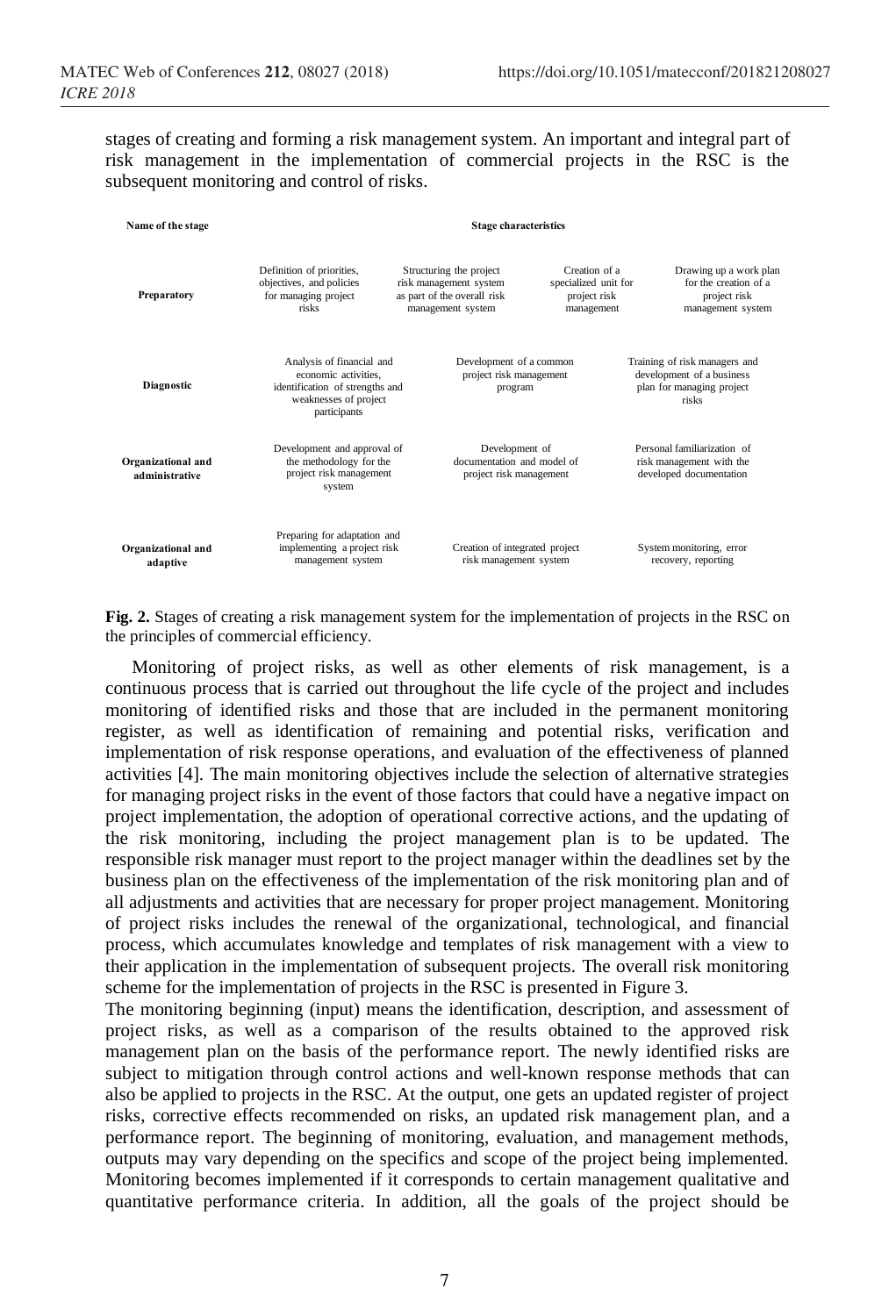stages of creating and forming a risk management system. An important and integral part of risk management in the implementation of commercial projects in the RSC is the subsequent monitoring and control of risks.

| Name of the stage | Stage characteristics | | | |
|---|---|---|---|---|
| **Preparatory** | Definition of priorities, objectives, and policies for managing project risks | Structuring the project risk management system as part of the overall risk management system | Creation of a specialized unit for project risk management | Drawing up a work plan for the creation of a project risk management system |
| **Diagnostic** | Analysis of financial and economic activities, identification of strengths and weaknesses of project participants | Development of a common project risk management program | Training of risk managers and development of a business plan for managing project risks | |
| **Organizational and administrative** | Development and approval of the methodology for the project risk management system | Development of documentation and model of project risk management | Personal familiarization of risk management with the developed documentation | |
| **Organizational and adaptive** | Preparing for adaptation and implementing a project risk management system | Creation of integrated project risk management system | System monitoring, error recovery, reporting | |

**Fig. 2.** Stages of creating a risk management system for the implementation of projects in the RSC on the principles of commercial efficiency.

Monitoring of project risks, as well as other elements of risk management, is a continuous process that is carried out throughout the life cycle of the project and includes monitoring of identified risks and those that are included in the permanent monitoring register, as well as identification of remaining and potential risks, verification and implementation of risk response operations, and evaluation of the effectiveness of planned activities [4]. The main monitoring objectives include the selection of alternative strategies for managing project risks in the event of those factors that could have a negative impact on project implementation, the adoption of operational corrective actions, and the updating of the risk monitoring, including the project management plan is to be updated. The responsible risk manager must report to the project manager within the deadlines set by the business plan on the effectiveness of the implementation of the risk monitoring plan and of all adjustments and activities that are necessary for proper project management. Monitoring of project risks includes the renewal of the organizational, technological, and financial process, which accumulates knowledge and templates of risk management with a view to their application in the implementation of subsequent projects. The overall risk monitoring scheme for the implementation of projects in the RSC is presented in Figure 3.

The monitoring beginning (input) means the identification, description, and assessment of project risks, as well as a comparison of the results obtained to the approved risk management plan on the basis of the performance report. The newly identified risks are subject to mitigation through control actions and well-known response methods that can also be applied to projects in the RSC. At the output, one gets an updated register of project risks, corrective effects recommended on risks, an updated risk management plan, and a performance report. The beginning of monitoring, evaluation, and management methods, outputs may vary depending on the specifics and scope of the project being implemented. Monitoring becomes implemented if it corresponds to certain management qualitative and quantitative performance criteria. In addition, all the goals of the project should be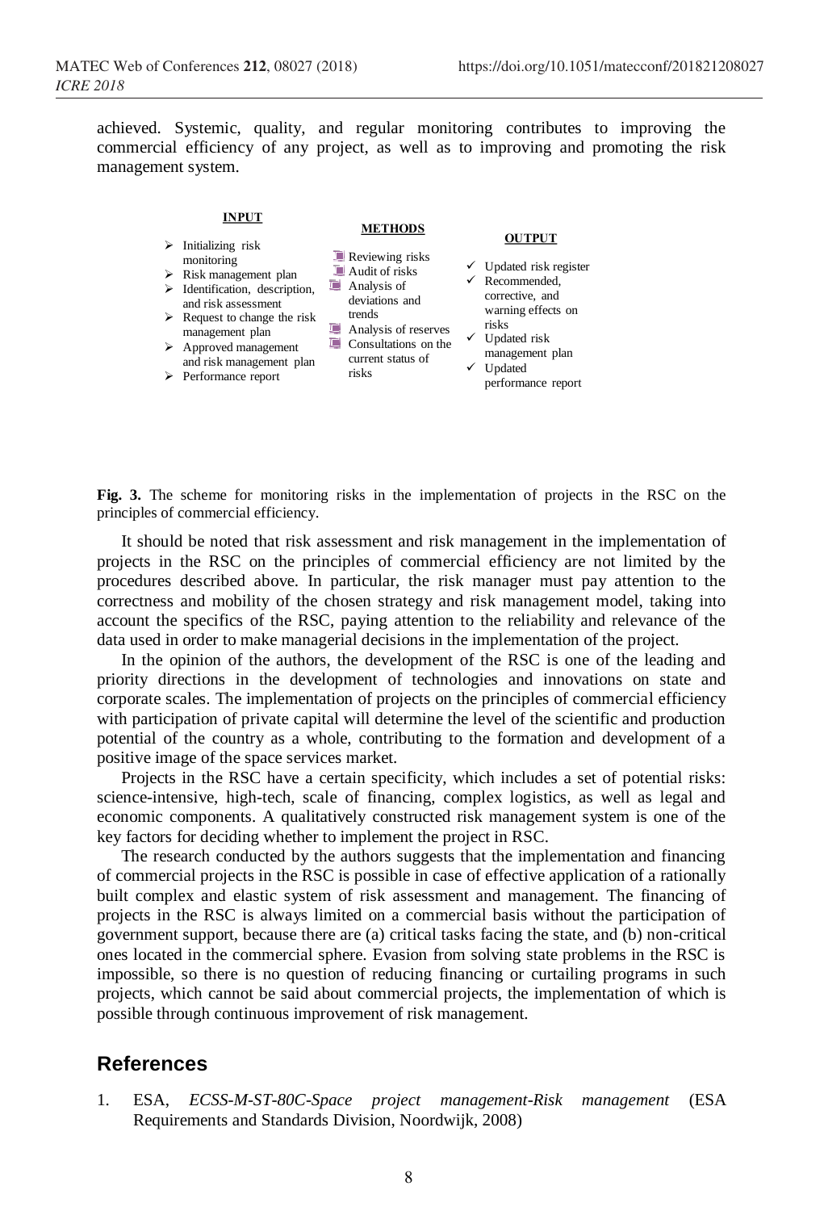achieved. Systemic, quality, and regular monitoring contributes to improving the commercial efficiency of any project, as well as to improving and promoting the risk management system.

| INPUT | METHODS | OUTPUT |
| --- | --- | --- |
| ➢ Initializing risk monitoring<br>➢ Risk management plan<br>➢ Identification, description, and risk assessment<br>➢ Request to change the risk management plan<br>➢ Approved management and risk management plan<br>➢ Performance report | Reviewing risks<br>Audit of risks<br>Analysis of deviations and trends<br>Analysis of reserves<br>Consultations on the current status of risks | ✓ Updated risk register<br>✓ Recommended, corrective, and warning effects on risks<br>✓ Updated risk management plan<br>✓ Updated performance report |

**Fig. 3.** The scheme for monitoring risks in the implementation of projects in the RSC on the principles of commercial efficiency.

It should be noted that risk assessment and risk management in the implementation of projects in the RSC on the principles of commercial efficiency are not limited by the procedures described above. In particular, the risk manager must pay attention to the correctness and mobility of the chosen strategy and risk management model, taking into account the specifics of the RSC, paying attention to the reliability and relevance of the data used in order to make managerial decisions in the implementation of the project.

In the opinion of the authors, the development of the RSC is one of the leading and priority directions in the development of technologies and innovations on state and corporate scales. The implementation of projects on the principles of commercial efficiency with participation of private capital will determine the level of the scientific and production potential of the country as a whole, contributing to the formation and development of a positive image of the space services market.

Projects in the RSC have a certain specificity, which includes a set of potential risks: science-intensive, high-tech, scale of financing, complex logistics, as well as legal and economic components. A qualitatively constructed risk management system is one of the key factors for deciding whether to implement the project in RSC.

The research conducted by the authors suggests that the implementation and financing of commercial projects in the RSC is possible in case of effective application of a rationally built complex and elastic system of risk assessment and management. The financing of projects in the RSC is always limited on a commercial basis without the participation of government support, because there are (a) critical tasks facing the state, and (b) non-critical ones located in the commercial sphere. Evasion from solving state problems in the RSC is impossible, so there is no question of reducing financing or curtailing programs in such projects, which cannot be said about commercial projects, the implementation of which is possible through continuous improvement of risk management.

## References

1. ESA, *ECSS-M-ST-80C-Space project management-Risk management* (ESA Requirements and Standards Division, Noordwijk, 2008)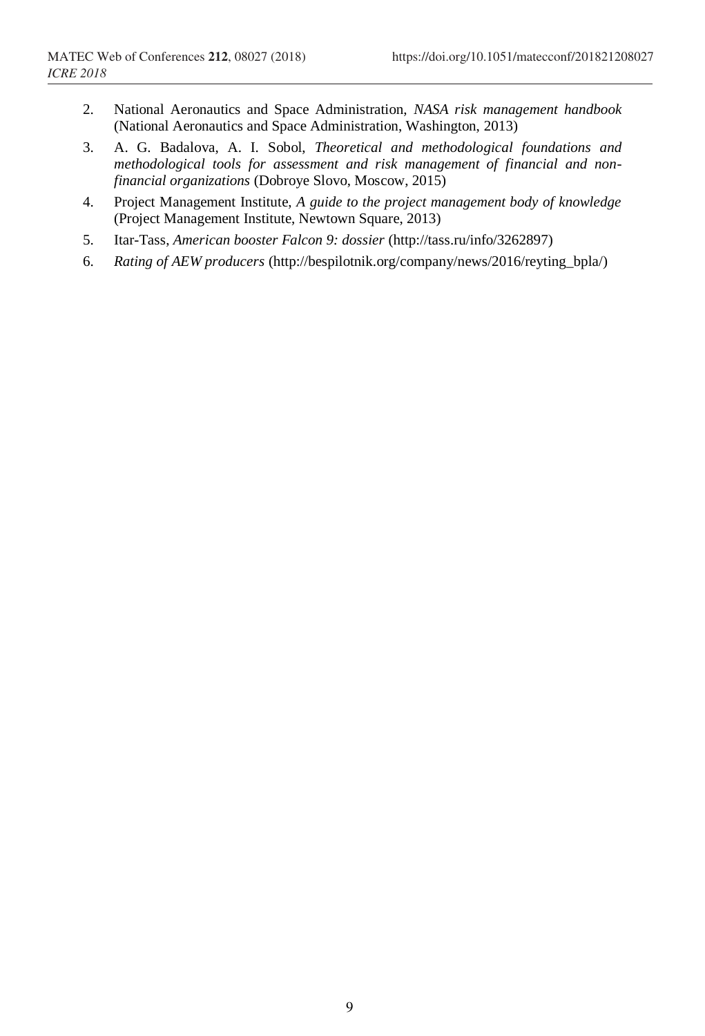2. National Aeronautics and Space Administration, *NASA risk management handbook* (National Aeronautics and Space Administration, Washington, 2013)
3. A. G. Badalova, A. I. Sobol, *Theoretical and methodological foundations and methodological tools for assessment and risk management of financial and non-financial organizations* (Dobroye Slovo, Moscow, 2015)
4. Project Management Institute, *A guide to the project management body of knowledge* (Project Management Institute, Newtown Square, 2013)
5. Itar-Tass, *American booster Falcon 9: dossier* (http://tass.ru/info/3262897)
6. *Rating of AEW producers* (http://bespilotnik.org/company/news/2016/reyting_bpla/)